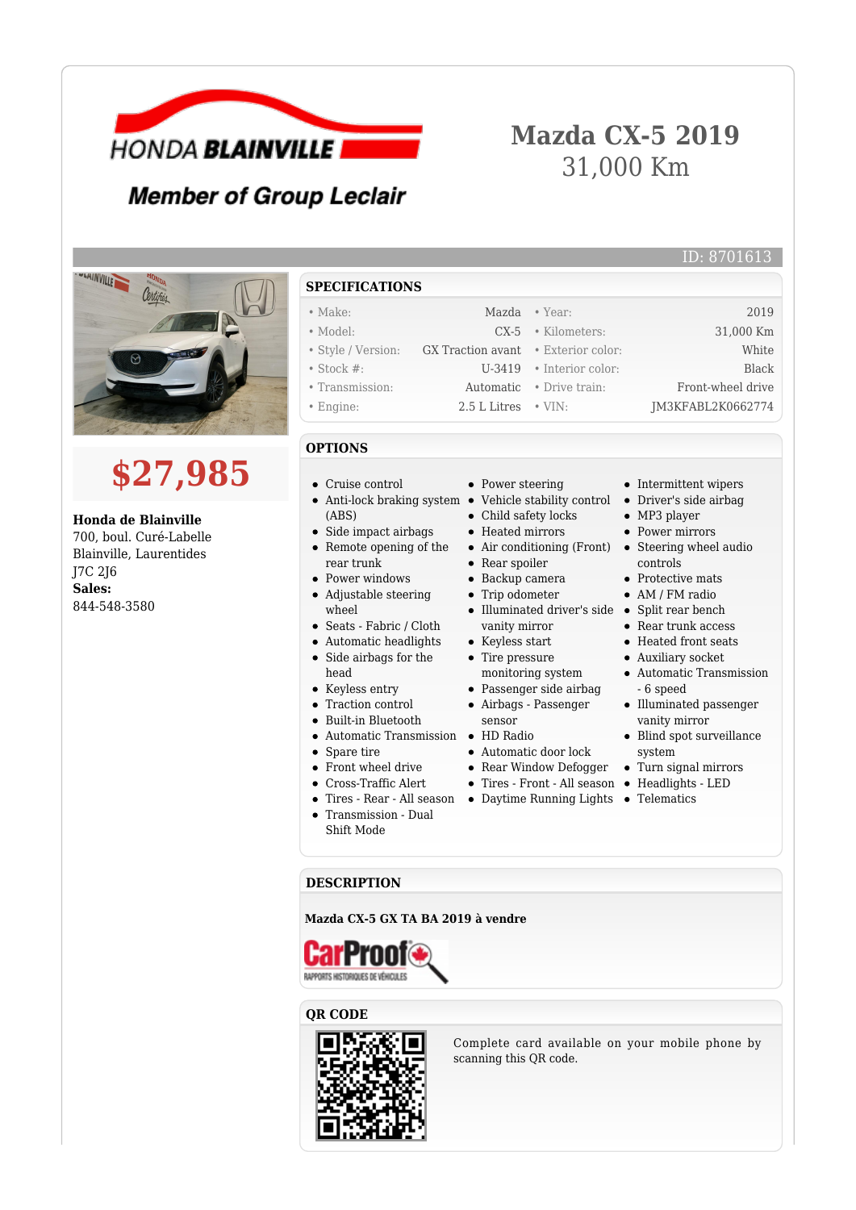HONDA BLAINVILLE

Member of Group Leclair

# Mazda CX-5 2019

31,000 Km

ID: 8701613

## $27,985

**Honda de Blainville**
700, boul. Curé-Labelle
Blainville, Laurentides
J7C 2J6
**Sales:**
844-548-3580

## SPECIFICATIONS

| | | | |
|---|---|---|---|
| • Make: | Mazda | • Year: | 2019 |
| • Model: | CX-5 | • Kilometers: | 31,000 Km |
| • Style / Version: | GX Traction avant | • Exterior color: | White |
| • Stock #: | U-3419 | • Interior color: | Black |
| • Transmission: | Automatic | • Drive train: | Front-wheel drive |
| • Engine: | 2.5 L Litres | • VIN: | JM3KFABL2K0662774 |

## OPTIONS

- Cruise control
- Anti-lock braking system (ABS)
- Side impact airbags
- Remote opening of the rear trunk
- Power windows
- Adjustable steering wheel
- Seats - Fabric / Cloth
- Automatic headlights
- Side airbags for the head
- Keyless entry
- Traction control
- Built-in Bluetooth
- Automatic Transmission
- Spare tire
- Front wheel drive
- Cross-Traffic Alert
- Tires - Rear - All season
- Transmission - Dual Shift Mode
- Power steering
- Vehicle stability control
- Child safety locks
- Heated mirrors
- Air conditioning (Front)
- Rear spoiler
- Backup camera
- Trip odometer
- Illuminated driver's side vanity mirror
- Keyless start
- Tire pressure monitoring system
- Passenger side airbag
- Airbags - Passenger sensor
- HD Radio
- Automatic door lock
- Rear Window Defogger
- Tires - Front - All season
- Daytime Running Lights
- Intermittent wipers
- Driver's side airbag
- MP3 player
- Power mirrors
- Steering wheel audio controls
- Protective mats
- AM / FM radio
- Split rear bench
- Rear trunk access
- Heated front seats
- Auxiliary socket
- Automatic Transmission - 6 speed
- Illuminated passenger vanity mirror
- Blind spot surveillance system
- Turn signal mirrors
- Headlights - LED
- Telematics

## DESCRIPTION

**Mazda CX-5 GX TA BA 2019 à vendre**

CarProof RAPPORTS HISTORIQUES DE VÉHICULES

## QR CODE

Complete card available on your mobile phone by scanning this QR code.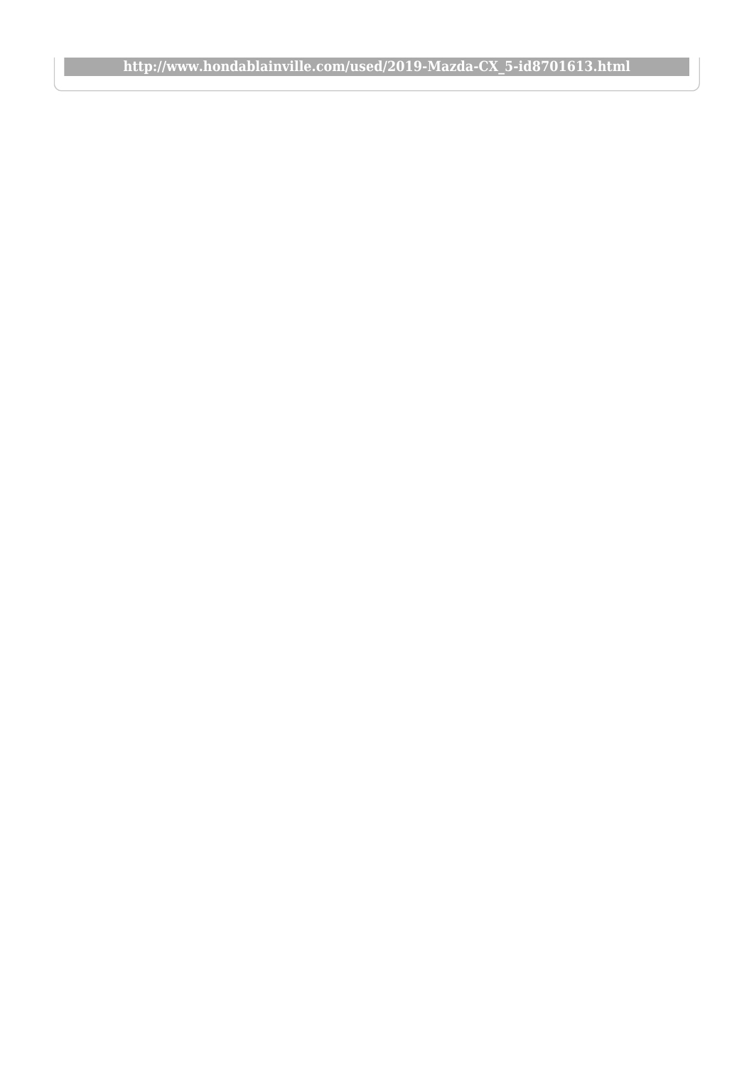**http://www.hondablainville.com/used/2019-Mazda-CX_5-id8701613.html**